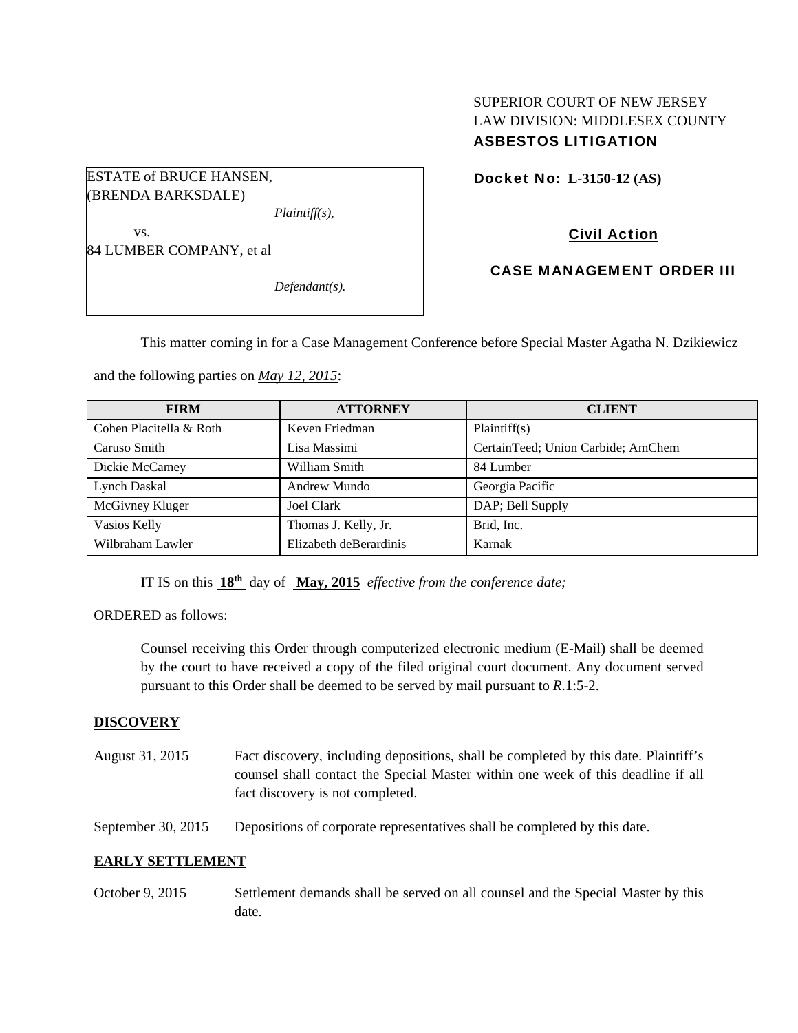SUPERIOR COURT OF NEW JERSEY
LAW DIVISION: MIDDLESEX COUNTY
**ASBESTOS LITIGATION**

ESTATE of BRUCE HANSEN,
(BRENDA BARKSDALE)
*Plaintiff(s),*

vs.

84 LUMBER COMPANY, et al

*Defendant(s).*

**Docket No: L-3150-12 (AS)**

**Civil Action**

**CASE MANAGEMENT ORDER III**

This matter coming in for a Case Management Conference before Special Master Agatha N. Dzikiewicz and the following parties on *May 12, 2015*:

| FIRM | ATTORNEY | CLIENT |
|---|---|---|
| Cohen Placitella & Roth | Keven Friedman | Plaintiff(s) |
| Caruso Smith | Lisa Massimi | CertainTeed; Union Carbide; AmChem |
| Dickie McCamey | William Smith | 84 Lumber |
| Lynch Daskal | Andrew Mundo | Georgia Pacific |
| McGivney Kluger | Joel Clark | DAP; Bell Supply |
| Vasios Kelly | Thomas J. Kelly, Jr. | Brid, Inc. |
| Wilbraham Lawler | Elizabeth deBerardinis | Karnak |

IT IS on this **18th** day of **May, 2015** *effective from the conference date;*

ORDERED as follows:

Counsel receiving this Order through computerized electronic medium (E-Mail) shall be deemed by the court to have received a copy of the filed original court document. Any document served pursuant to this Order shall be deemed to be served by mail pursuant to *R*.1:5-2.

**DISCOVERY**

August 31, 2015 — Fact discovery, including depositions, shall be completed by this date. Plaintiff's counsel shall contact the Special Master within one week of this deadline if all fact discovery is not completed.

September 30, 2015 — Depositions of corporate representatives shall be completed by this date.

**EARLY SETTLEMENT**

October 9, 2015 — Settlement demands shall be served on all counsel and the Special Master by this date.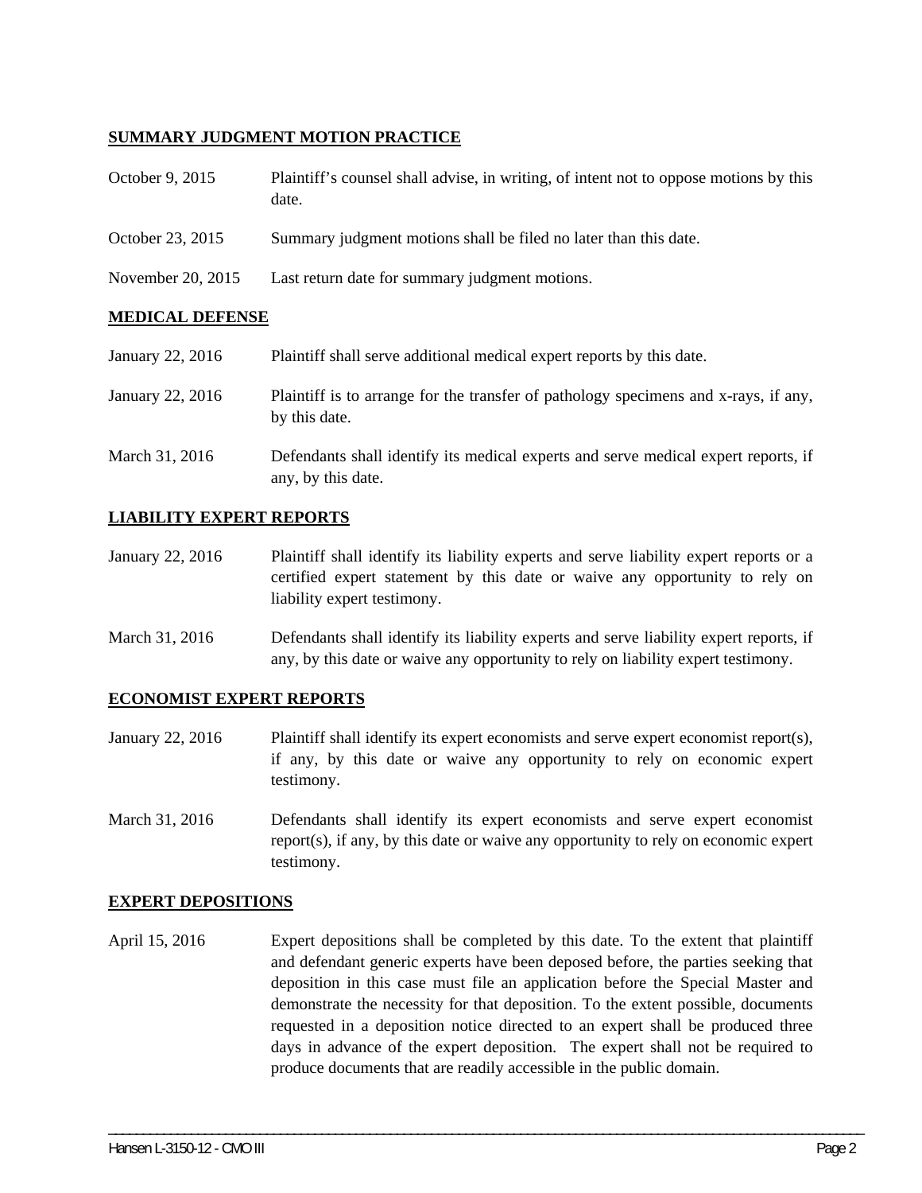## SUMMARY JUDGMENT MOTION PRACTICE

| | |
|---|---|
| October 9, 2015 | Plaintiff's counsel shall advise, in writing, of intent not to oppose motions by this date. |
| October 23, 2015 | Summary judgment motions shall be filed no later than this date. |
| November 20, 2015 | Last return date for summary judgment motions. |

## MEDICAL DEFENSE

| | |
|---|---|
| January 22, 2016 | Plaintiff shall serve additional medical expert reports by this date. |
| January 22, 2016 | Plaintiff is to arrange for the transfer of pathology specimens and x-rays, if any, by this date. |
| March 31, 2016 | Defendants shall identify its medical experts and serve medical expert reports, if any, by this date. |

## LIABILITY EXPERT REPORTS

| | |
|---|---|
| January 22, 2016 | Plaintiff shall identify its liability experts and serve liability expert reports or a certified expert statement by this date or waive any opportunity to rely on liability expert testimony. |
| March 31, 2016 | Defendants shall identify its liability experts and serve liability expert reports, if any, by this date or waive any opportunity to rely on liability expert testimony. |

## ECONOMIST EXPERT REPORTS

| | |
|---|---|
| January 22, 2016 | Plaintiff shall identify its expert economists and serve expert economist report(s), if any, by this date or waive any opportunity to rely on economic expert testimony. |
| March 31, 2016 | Defendants shall identify its expert economists and serve expert economist report(s), if any, by this date or waive any opportunity to rely on economic expert testimony. |

## EXPERT DEPOSITIONS

| | |
|---|---|
| April 15, 2016 | Expert depositions shall be completed by this date. To the extent that plaintiff and defendant generic experts have been deposed before, the parties seeking that deposition in this case must file an application before the Special Master and demonstrate the necessity for that deposition. To the extent possible, documents requested in a deposition notice directed to an expert shall be produced three days in advance of the expert deposition. The expert shall not be required to produce documents that are readily accessible in the public domain. |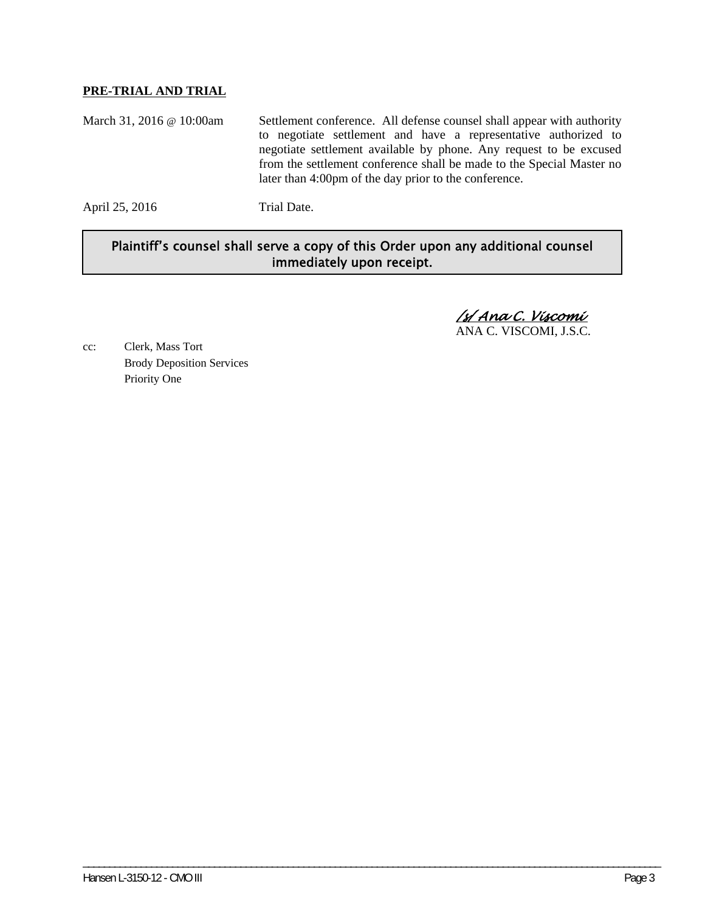**PRE-TRIAL AND TRIAL**

| | |
|---|---|
| March 31, 2016 @ 10:00am | Settlement conference. All defense counsel shall appear with authority to negotiate settlement and have a representative authorized to negotiate settlement available by phone. Any request to be excused from the settlement conference shall be made to the Special Master no later than 4:00pm of the day prior to the conference. |
| April 25, 2016 | Trial Date. |

**Plaintiff's counsel shall serve a copy of this Order upon any additional counsel immediately upon receipt.**

*/s/ Ana C. Viscomi*
ANA C. VISCOMI, J.S.C.

cc: Clerk, Mass Tort
Brody Deposition Services
Priority One